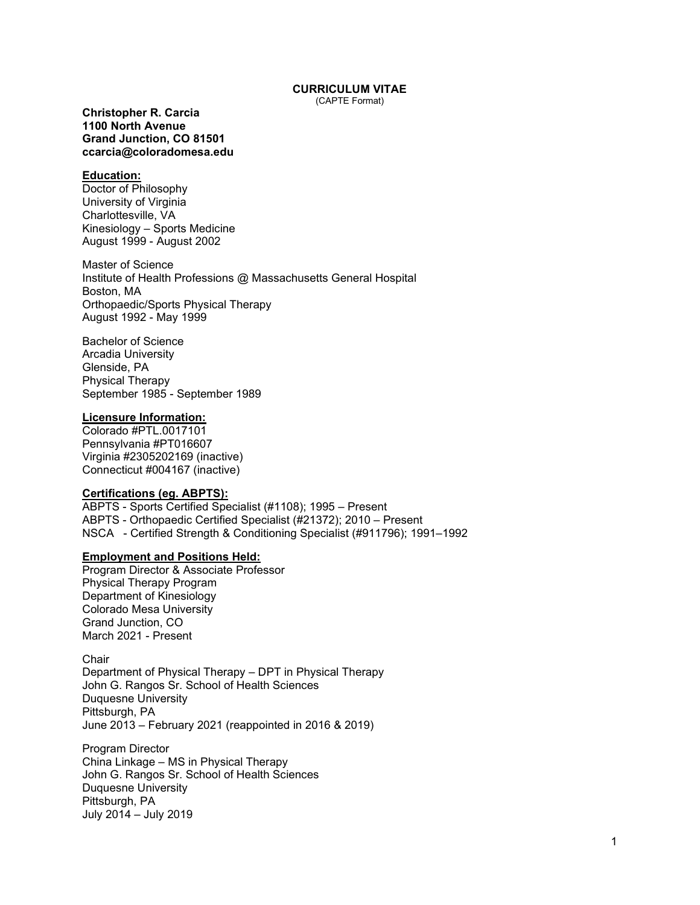# CURRICULUM VITAE

(CAPTE Format)

**Christopher R. Carcia**
**1100 North Avenue**
**Grand Junction, CO 81501**
**ccarcia@coloradomesa.edu**

## Education:

Doctor of Philosophy
University of Virginia
Charlottesville, VA
Kinesiology – Sports Medicine
August 1999 - August 2002

Master of Science
Institute of Health Professions @ Massachusetts General Hospital
Boston, MA
Orthopaedic/Sports Physical Therapy
August 1992 - May 1999

Bachelor of Science
Arcadia University
Glenside, PA
Physical Therapy
September 1985 - September 1989

## Licensure Information:

Colorado #PTL.0017101
Pennsylvania #PT016607
Virginia #2305202169 (inactive)
Connecticut #004167 (inactive)

## Certifications (eg. ABPTS):

ABPTS - Sports Certified Specialist (#1108); 1995 – Present
ABPTS - Orthopaedic Certified Specialist (#21372); 2010 – Present
NSCA - Certified Strength & Conditioning Specialist (#911796); 1991–1992

## Employment and Positions Held:

Program Director & Associate Professor
Physical Therapy Program
Department of Kinesiology
Colorado Mesa University
Grand Junction, CO
March 2021 - Present

Chair
Department of Physical Therapy – DPT in Physical Therapy
John G. Rangos Sr. School of Health Sciences
Duquesne University
Pittsburgh, PA
June 2013 – February 2021 (reappointed in 2016 & 2019)

Program Director
China Linkage – MS in Physical Therapy
John G. Rangos Sr. School of Health Sciences
Duquesne University
Pittsburgh, PA
July 2014 – July 2019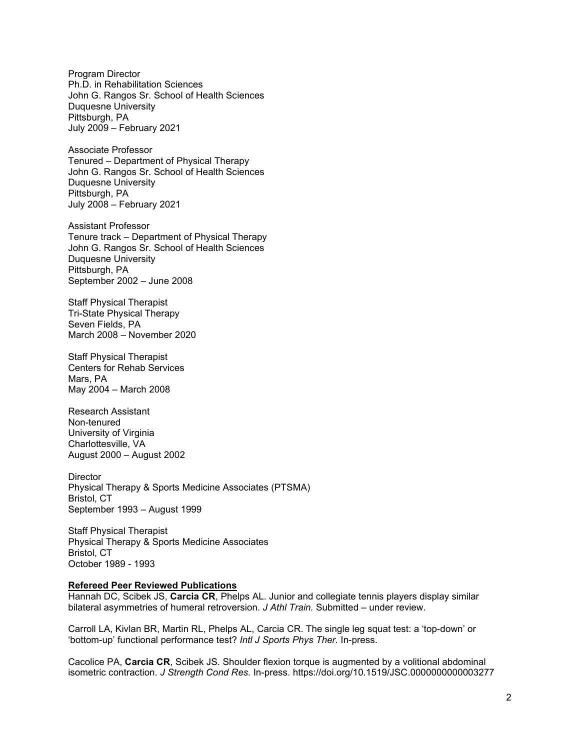Program Director
Ph.D. in Rehabilitation Sciences
John G. Rangos Sr. School of Health Sciences
Duquesne University
Pittsburgh, PA
July 2009 – February 2021

Associate Professor
Tenured – Department of Physical Therapy
John G. Rangos Sr. School of Health Sciences
Duquesne University
Pittsburgh, PA
July 2008 – February 2021

Assistant Professor
Tenure track – Department of Physical Therapy
John G. Rangos Sr. School of Health Sciences
Duquesne University
Pittsburgh, PA
September 2002 – June 2008

Staff Physical Therapist
Tri-State Physical Therapy
Seven Fields, PA
March 2008 – November 2020

Staff Physical Therapist
Centers for Rehab Services
Mars, PA
May 2004 – March 2008

Research Assistant
Non-tenured
University of Virginia
Charlottesville, VA
August 2000 – August 2002

Director
Physical Therapy & Sports Medicine Associates (PTSMA)
Bristol, CT
September 1993 – August 1999

Staff Physical Therapist
Physical Therapy & Sports Medicine Associates
Bristol, CT
October 1989 - 1993

**Refereed Peer Reviewed Publications**

Hannah DC, Scibek JS, **Carcia CR**, Phelps AL. Junior and collegiate tennis players display similar bilateral asymmetries of humeral retroversion. *J Athl Train.* Submitted – under review.

Carroll LA, Kivlan BR, Martin RL, Phelps AL, Carcia CR. The single leg squat test: a 'top-down' or 'bottom-up' functional performance test? *Intl J Sports Phys Ther.* In-press.

Cacolice PA, **Carcia CR**, Scibek JS. Shoulder flexion torque is augmented by a volitional abdominal isometric contraction. *J Strength Cond Res*. In-press. https://doi.org/10.1519/JSC.0000000000003277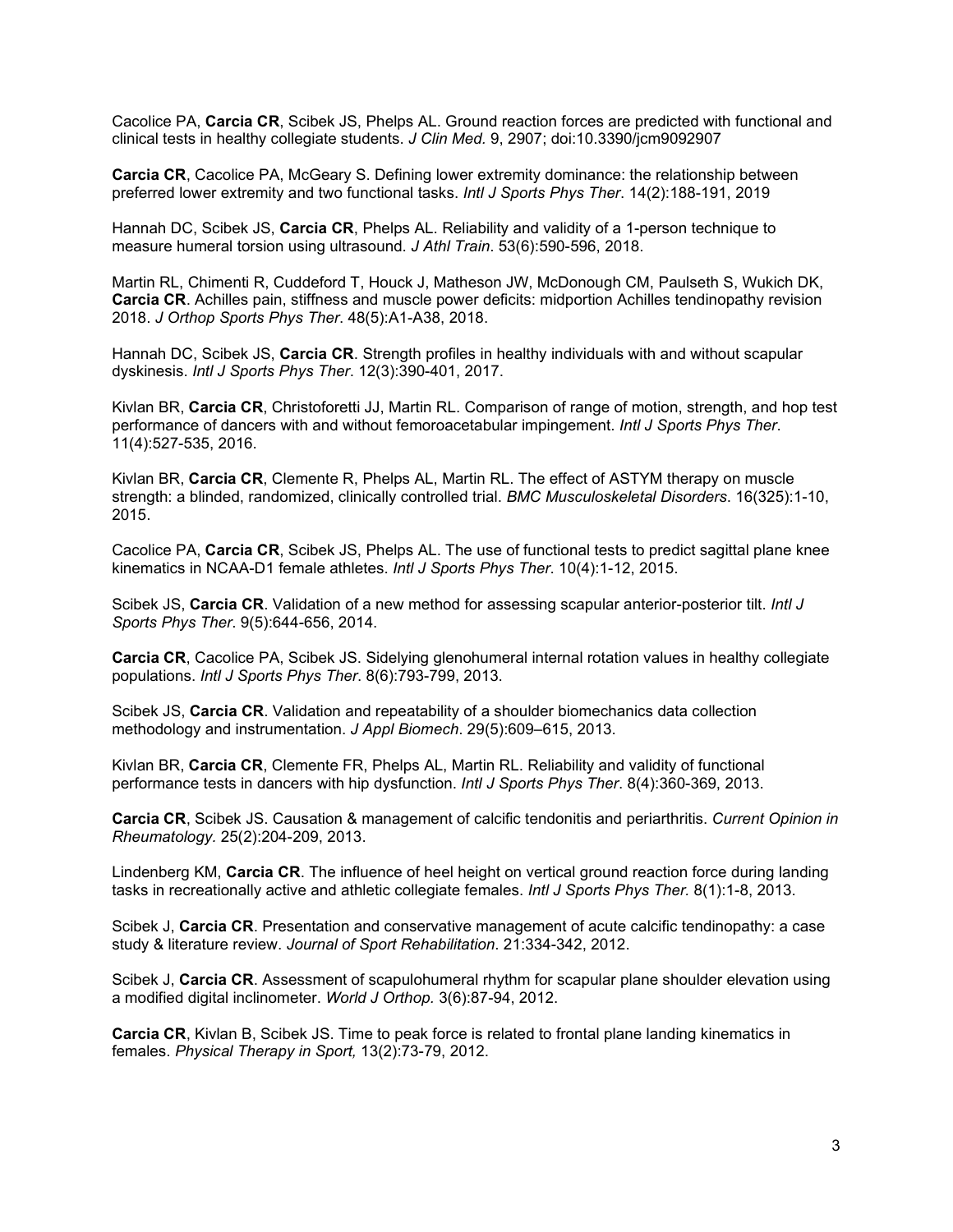Cacolice PA, **Carcia CR**, Scibek JS, Phelps AL. Ground reaction forces are predicted with functional and clinical tests in healthy collegiate students. *J Clin Med.* 9, 2907; doi:10.3390/jcm9092907

**Carcia CR**, Cacolice PA, McGeary S. Defining lower extremity dominance: the relationship between preferred lower extremity and two functional tasks. *Intl J Sports Phys Ther*. 14(2):188-191, 2019

Hannah DC, Scibek JS, **Carcia CR**, Phelps AL. Reliability and validity of a 1-person technique to measure humeral torsion using ultrasound. *J Athl Train*. 53(6):590-596, 2018.

Martin RL, Chimenti R, Cuddeford T, Houck J, Matheson JW, McDonough CM, Paulseth S, Wukich DK, **Carcia CR**. Achilles pain, stiffness and muscle power deficits: midportion Achilles tendinopathy revision 2018. *J Orthop Sports Phys Ther*. 48(5):A1-A38, 2018.

Hannah DC, Scibek JS, **Carcia CR**. Strength profiles in healthy individuals with and without scapular dyskinesis. *Intl J Sports Phys Ther*. 12(3):390-401, 2017.

Kivlan BR, **Carcia CR**, Christoforetti JJ, Martin RL. Comparison of range of motion, strength, and hop test performance of dancers with and without femoroacetabular impingement. *Intl J Sports Phys Ther*. 11(4):527-535, 2016.

Kivlan BR, **Carcia CR**, Clemente R, Phelps AL, Martin RL. The effect of ASTYM therapy on muscle strength: a blinded, randomized, clinically controlled trial. *BMC Musculoskeletal Disorders*. 16(325):1-10, 2015.

Cacolice PA, **Carcia CR**, Scibek JS, Phelps AL. The use of functional tests to predict sagittal plane knee kinematics in NCAA-D1 female athletes. *Intl J Sports Phys Ther*. 10(4):1-12, 2015.

Scibek JS, **Carcia CR**. Validation of a new method for assessing scapular anterior-posterior tilt. *Intl J Sports Phys Ther*. 9(5):644-656, 2014.

**Carcia CR**, Cacolice PA, Scibek JS. Sidelying glenohumeral internal rotation values in healthy collegiate populations. *Intl J Sports Phys Ther*. 8(6):793-799, 2013.

Scibek JS, **Carcia CR**. Validation and repeatability of a shoulder biomechanics data collection methodology and instrumentation. *J Appl Biomech*. 29(5):609–615, 2013.

Kivlan BR, **Carcia CR**, Clemente FR, Phelps AL, Martin RL. Reliability and validity of functional performance tests in dancers with hip dysfunction. *Intl J Sports Phys Ther*. 8(4):360-369, 2013.

**Carcia CR**, Scibek JS. Causation & management of calcific tendonitis and periarthritis. *Current Opinion in Rheumatology.* 25(2):204-209, 2013.

Lindenberg KM, **Carcia CR**. The influence of heel height on vertical ground reaction force during landing tasks in recreationally active and athletic collegiate females. *Intl J Sports Phys Ther.* 8(1):1-8, 2013.

Scibek J, **Carcia CR**. Presentation and conservative management of acute calcific tendinopathy: a case study & literature review. *Journal of Sport Rehabilitation*. 21:334-342, 2012.

Scibek J, **Carcia CR**. Assessment of scapulohumeral rhythm for scapular plane shoulder elevation using a modified digital inclinometer. *World J Orthop.* 3(6):87-94, 2012.

**Carcia CR**, Kivlan B, Scibek JS. Time to peak force is related to frontal plane landing kinematics in females. *Physical Therapy in Sport,* 13(2):73-79, 2012.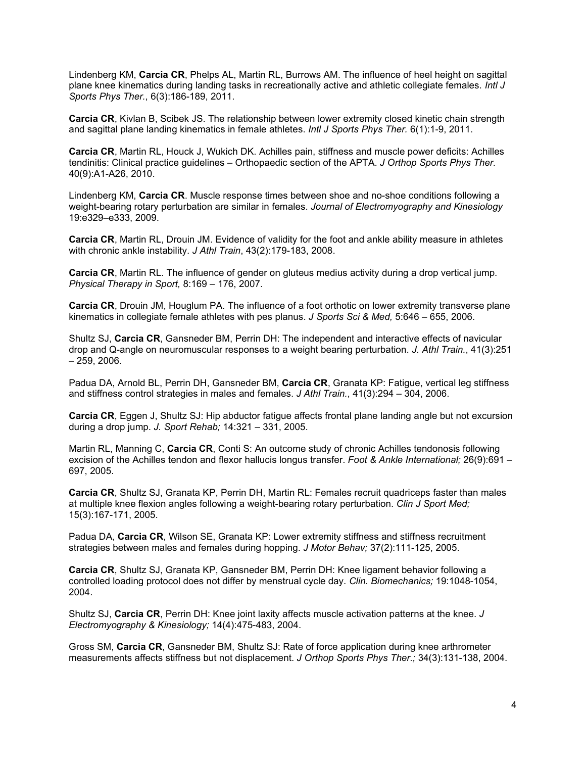Lindenberg KM, **Carcia CR**, Phelps AL, Martin RL, Burrows AM. The influence of heel height on sagittal plane knee kinematics during landing tasks in recreationally active and athletic collegiate females. *Intl J Sports Phys Ther.*, 6(3):186-189, 2011.

**Carcia CR**, Kivlan B, Scibek JS. The relationship between lower extremity closed kinetic chain strength and sagittal plane landing kinematics in female athletes. *Intl J Sports Phys Ther.* 6(1):1-9, 2011.

**Carcia CR**, Martin RL, Houck J, Wukich DK. Achilles pain, stiffness and muscle power deficits: Achilles tendinitis: Clinical practice guidelines – Orthopaedic section of the APTA. *J Orthop Sports Phys Ther.* 40(9):A1-A26, 2010.

Lindenberg KM, **Carcia CR**. Muscle response times between shoe and no-shoe conditions following a weight-bearing rotary perturbation are similar in females. *Journal of Electromyography and Kinesiology* 19:e329–e333, 2009.

**Carcia CR**, Martin RL, Drouin JM. Evidence of validity for the foot and ankle ability measure in athletes with chronic ankle instability. *J Athl Train*, 43(2):179-183, 2008.

**Carcia CR**, Martin RL. The influence of gender on gluteus medius activity during a drop vertical jump. *Physical Therapy in Sport,* 8:169 – 176, 2007.

**Carcia CR**, Drouin JM, Houglum PA. The influence of a foot orthotic on lower extremity transverse plane kinematics in collegiate female athletes with pes planus. *J Sports Sci & Med,* 5:646 – 655, 2006.

Shultz SJ, **Carcia CR**, Gansneder BM, Perrin DH: The independent and interactive effects of navicular drop and Q-angle on neuromuscular responses to a weight bearing perturbation. *J. Athl Train.*, 41(3):251 – 259, 2006.

Padua DA, Arnold BL, Perrin DH, Gansneder BM, **Carcia CR**, Granata KP: Fatigue, vertical leg stiffness and stiffness control strategies in males and females. *J Athl Train.*, 41(3):294 – 304, 2006.

**Carcia CR**, Eggen J, Shultz SJ: Hip abductor fatigue affects frontal plane landing angle but not excursion during a drop jump. *J. Sport Rehab;* 14:321 – 331, 2005.

Martin RL, Manning C, **Carcia CR**, Conti S: An outcome study of chronic Achilles tendonosis following excision of the Achilles tendon and flexor hallucis longus transfer. *Foot & Ankle International;* 26(9):691 – 697, 2005.

**Carcia CR**, Shultz SJ, Granata KP, Perrin DH, Martin RL: Females recruit quadriceps faster than males at multiple knee flexion angles following a weight-bearing rotary perturbation. *Clin J Sport Med;* 15(3):167-171, 2005.

Padua DA, **Carcia CR**, Wilson SE, Granata KP: Lower extremity stiffness and stiffness recruitment strategies between males and females during hopping. *J Motor Behav;* 37(2):111-125, 2005.

**Carcia CR**, Shultz SJ, Granata KP, Gansneder BM, Perrin DH: Knee ligament behavior following a controlled loading protocol does not differ by menstrual cycle day. *Clin. Biomechanics;* 19:1048-1054, 2004.

Shultz SJ, **Carcia CR**, Perrin DH: Knee joint laxity affects muscle activation patterns at the knee. *J Electromyography & Kinesiology;* 14(4):475-483, 2004.

Gross SM, **Carcia CR**, Gansneder BM, Shultz SJ: Rate of force application during knee arthrometer measurements affects stiffness but not displacement. *J Orthop Sports Phys Ther.;* 34(3):131-138, 2004.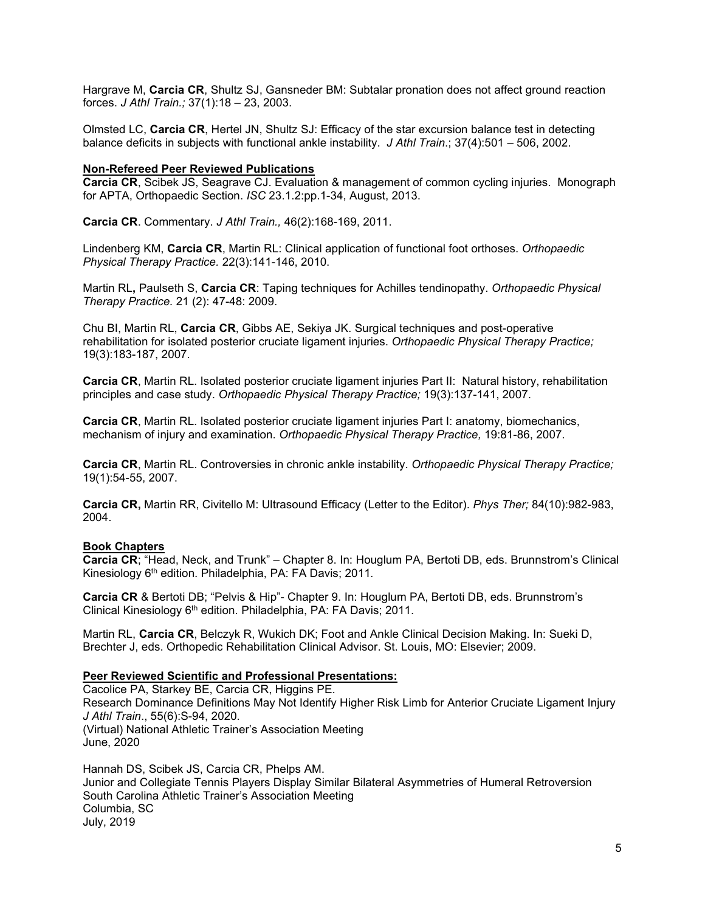Hargrave M, **Carcia CR**, Shultz SJ, Gansneder BM: Subtalar pronation does not affect ground reaction forces. *J Athl Train.;* 37(1):18 – 23, 2003.

Olmsted LC, **Carcia CR**, Hertel JN, Shultz SJ: Efficacy of the star excursion balance test in detecting balance deficits in subjects with functional ankle instability. *J Athl Train*.; 37(4):501 – 506, 2002.

**Non-Refereed Peer Reviewed Publications**

**Carcia CR**, Scibek JS, Seagrave CJ. Evaluation & management of common cycling injuries. Monograph for APTA, Orthopaedic Section. *ISC* 23.1.2:pp.1-34, August, 2013.

**Carcia CR**. Commentary. *J Athl Train.,* 46(2):168-169, 2011.

Lindenberg KM, **Carcia CR**, Martin RL: Clinical application of functional foot orthoses. *Orthopaedic Physical Therapy Practice.* 22(3):141-146, 2010.

Martin RL**,** Paulseth S, **Carcia CR**: Taping techniques for Achilles tendinopathy. *Orthopaedic Physical Therapy Practice.* 21 (2): 47-48: 2009.

Chu BI, Martin RL, **Carcia CR**, Gibbs AE, Sekiya JK. Surgical techniques and post-operative rehabilitation for isolated posterior cruciate ligament injuries. *Orthopaedic Physical Therapy Practice;* 19(3):183-187, 2007.

**Carcia CR**, Martin RL. Isolated posterior cruciate ligament injuries Part II: Natural history, rehabilitation principles and case study. *Orthopaedic Physical Therapy Practice;* 19(3):137-141, 2007.

**Carcia CR**, Martin RL. Isolated posterior cruciate ligament injuries Part I: anatomy, biomechanics, mechanism of injury and examination. *Orthopaedic Physical Therapy Practice,* 19:81-86, 2007.

**Carcia CR**, Martin RL. Controversies in chronic ankle instability. *Orthopaedic Physical Therapy Practice;* 19(1):54-55, 2007.

**Carcia CR,** Martin RR, Civitello M: Ultrasound Efficacy (Letter to the Editor). *Phys Ther;* 84(10):982-983, 2004.

**Book Chapters**

**Carcia CR**; "Head, Neck, and Trunk" – Chapter 8. In: Houglum PA, Bertoti DB, eds. Brunnstrom's Clinical Kinesiology 6th edition. Philadelphia, PA: FA Davis; 2011.

**Carcia CR** & Bertoti DB; "Pelvis & Hip"- Chapter 9. In: Houglum PA, Bertoti DB, eds. Brunnstrom's Clinical Kinesiology 6th edition. Philadelphia, PA: FA Davis; 2011.

Martin RL, **Carcia CR**, Belczyk R, Wukich DK; Foot and Ankle Clinical Decision Making. In: Sueki D, Brechter J, eds. Orthopedic Rehabilitation Clinical Advisor. St. Louis, MO: Elsevier; 2009.

**Peer Reviewed Scientific and Professional Presentations:**

Cacolice PA, Starkey BE, Carcia CR, Higgins PE.
Research Dominance Definitions May Not Identify Higher Risk Limb for Anterior Cruciate Ligament Injury
*J Athl Train*., 55(6):S-94, 2020.
(Virtual) National Athletic Trainer's Association Meeting
June, 2020

Hannah DS, Scibek JS, Carcia CR, Phelps AM.
Junior and Collegiate Tennis Players Display Similar Bilateral Asymmetries of Humeral Retroversion
South Carolina Athletic Trainer's Association Meeting
Columbia, SC
July, 2019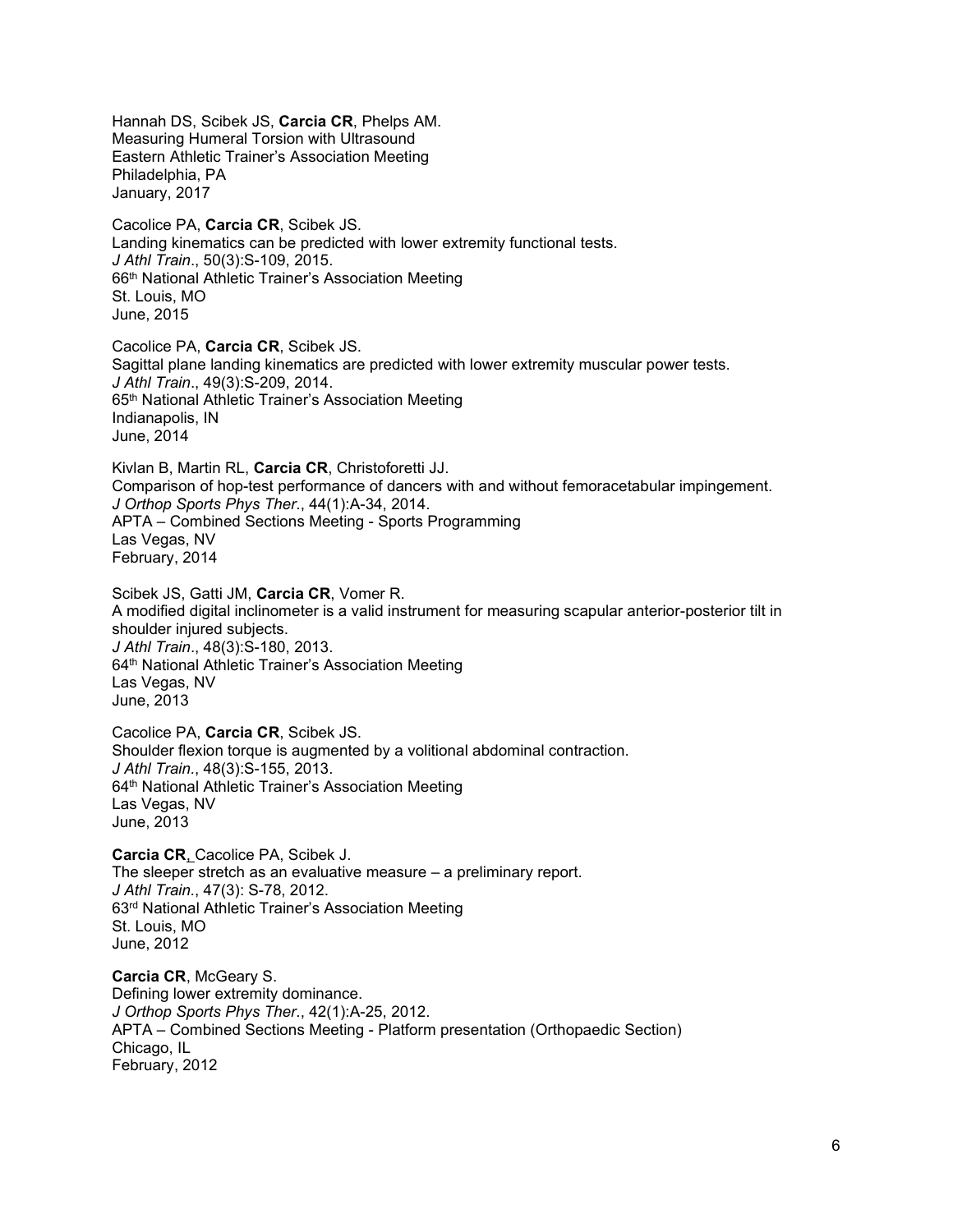Hannah DS, Scibek JS, **Carcia CR**, Phelps AM.
Measuring Humeral Torsion with Ultrasound
Eastern Athletic Trainer's Association Meeting
Philadelphia, PA
January, 2017

Cacolice PA, **Carcia CR**, Scibek JS.
Landing kinematics can be predicted with lower extremity functional tests.
*J Athl Train*., 50(3):S-109, 2015.
66th National Athletic Trainer's Association Meeting
St. Louis, MO
June, 2015

Cacolice PA, **Carcia CR**, Scibek JS.
Sagittal plane landing kinematics are predicted with lower extremity muscular power tests.
*J Athl Train*., 49(3):S-209, 2014.
65th National Athletic Trainer's Association Meeting
Indianapolis, IN
June, 2014

Kivlan B, Martin RL, **Carcia CR**, Christoforetti JJ.
Comparison of hop-test performance of dancers with and without femoracetabular impingement.
*J Orthop Sports Phys Ther*., 44(1):A-34, 2014.
APTA – Combined Sections Meeting - Sports Programming
Las Vegas, NV
February, 2014

Scibek JS, Gatti JM, **Carcia CR**, Vomer R.
A modified digital inclinometer is a valid instrument for measuring scapular anterior-posterior tilt in shoulder injured subjects.
*J Athl Train*., 48(3):S-180, 2013.
64th National Athletic Trainer's Association Meeting
Las Vegas, NV
June, 2013

Cacolice PA, **Carcia CR**, Scibek JS.
Shoulder flexion torque is augmented by a volitional abdominal contraction.
*J Athl Train.*, 48(3):S-155, 2013.
64th National Athletic Trainer's Association Meeting
Las Vegas, NV
June, 2013

**Carcia CR**, Cacolice PA, Scibek J.
The sleeper stretch as an evaluative measure – a preliminary report.
*J Athl Train.*, 47(3): S-78, 2012.
63rd National Athletic Trainer's Association Meeting
St. Louis, MO
June, 2012

**Carcia CR**, McGeary S.
Defining lower extremity dominance.
*J Orthop Sports Phys Ther*., 42(1):A-25, 2012.
APTA – Combined Sections Meeting - Platform presentation (Orthopaedic Section)
Chicago, IL
February, 2012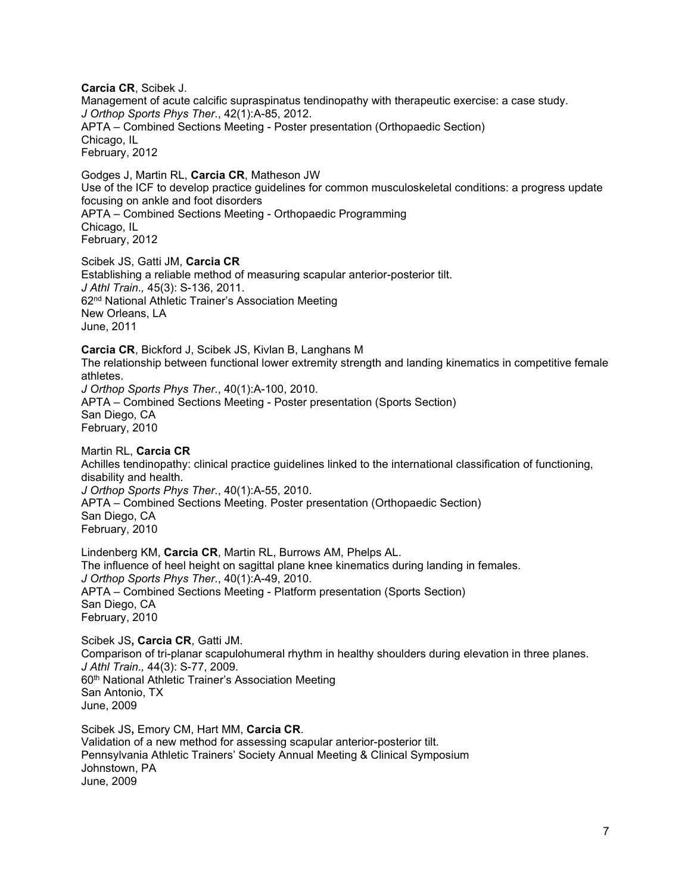**Carcia CR**, Scibek J.
Management of acute calcific supraspinatus tendinopathy with therapeutic exercise: a case study.
*J Orthop Sports Phys Ther.*, 42(1):A-85, 2012.
APTA – Combined Sections Meeting - Poster presentation (Orthopaedic Section)
Chicago, IL
February, 2012

Godges J, Martin RL, **Carcia CR**, Matheson JW
Use of the ICF to develop practice guidelines for common musculoskeletal conditions: a progress update focusing on ankle and foot disorders
APTA – Combined Sections Meeting - Orthopaedic Programming
Chicago, IL
February, 2012

Scibek JS, Gatti JM, **Carcia CR**
Establishing a reliable method of measuring scapular anterior-posterior tilt.
*J Athl Train.,* 45(3): S-136, 2011.
62nd National Athletic Trainer's Association Meeting
New Orleans, LA
June, 2011

**Carcia CR**, Bickford J, Scibek JS, Kivlan B, Langhans M
The relationship between functional lower extremity strength and landing kinematics in competitive female athletes.
*J Orthop Sports Phys Ther.*, 40(1):A-100, 2010.
APTA – Combined Sections Meeting - Poster presentation (Sports Section)
San Diego, CA
February, 2010

Martin RL, **Carcia CR**
Achilles tendinopathy: clinical practice guidelines linked to the international classification of functioning, disability and health.
*J Orthop Sports Phys Ther.*, 40(1):A-55, 2010.
APTA – Combined Sections Meeting. Poster presentation (Orthopaedic Section)
San Diego, CA
February, 2010

Lindenberg KM, **Carcia CR**, Martin RL, Burrows AM, Phelps AL.
The influence of heel height on sagittal plane knee kinematics during landing in females.
*J Orthop Sports Phys Ther.*, 40(1):A-49, 2010.
APTA – Combined Sections Meeting - Platform presentation (Sports Section)
San Diego, CA
February, 2010

Scibek JS**, Carcia CR**, Gatti JM.
Comparison of tri-planar scapulohumeral rhythm in healthy shoulders during elevation in three planes.
*J Athl Train.,* 44(3): S-77, 2009.
60th National Athletic Trainer's Association Meeting
San Antonio, TX
June, 2009

Scibek JS**,** Emory CM, Hart MM, **Carcia CR**.
Validation of a new method for assessing scapular anterior-posterior tilt.
Pennsylvania Athletic Trainers' Society Annual Meeting & Clinical Symposium
Johnstown, PA
June, 2009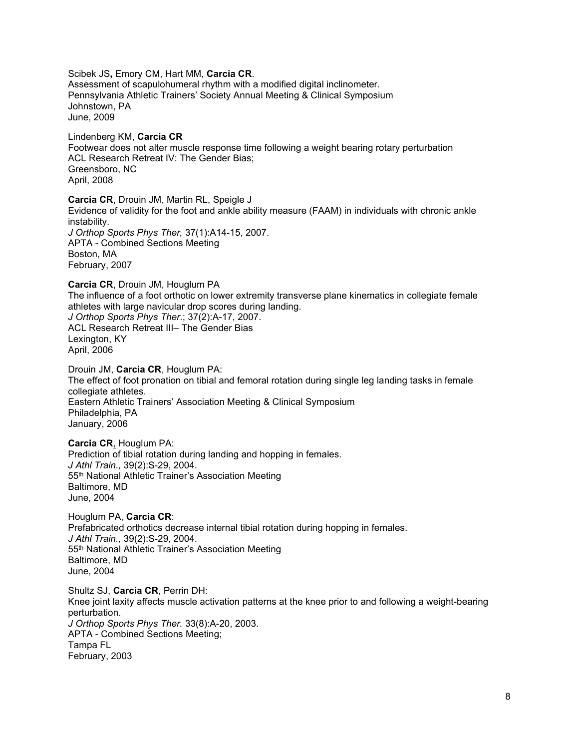Scibek JS**,** Emory CM, Hart MM, **Carcia CR**.
Assessment of scapulohumeral rhythm with a modified digital inclinometer.
Pennsylvania Athletic Trainers' Society Annual Meeting & Clinical Symposium
Johnstown, PA
June, 2009

Lindenberg KM, **Carcia CR**
Footwear does not alter muscle response time following a weight bearing rotary perturbation
ACL Research Retreat IV: The Gender Bias;
Greensboro, NC
April, 2008

**Carcia CR**, Drouin JM, Martin RL, Speigle J
Evidence of validity for the foot and ankle ability measure (FAAM) in individuals with chronic ankle instability.
*J Orthop Sports Phys Ther,* 37(1):A14-15, 2007.
APTA - Combined Sections Meeting
Boston, MA
February, 2007

**Carcia CR**, Drouin JM, Houglum PA
The influence of a foot orthotic on lower extremity transverse plane kinematics in collegiate female athletes with large navicular drop scores during landing.
*J Orthop Sports Phys Ther.*; 37(2):A-17, 2007.
ACL Research Retreat III– The Gender Bias
Lexington, KY
April, 2006

Drouin JM, **Carcia CR**, Houglum PA:
The effect of foot pronation on tibial and femoral rotation during single leg landing tasks in female collegiate athletes.
Eastern Athletic Trainers' Association Meeting & Clinical Symposium
Philadelphia, PA
January, 2006

**Carcia CR**, Houglum PA:
Prediction of tibial rotation during landing and hopping in females.
*J Athl Train.,* 39(2):S-29, 2004.
55th National Athletic Trainer's Association Meeting
Baltimore, MD
June, 2004

Houglum PA, **Carcia CR**:
Prefabricated orthotics decrease internal tibial rotation during hopping in females.
*J Athl Train.,* 39(2):S-29, 2004.
55th National Athletic Trainer's Association Meeting
Baltimore, MD
June, 2004

Shultz SJ, **Carcia CR**, Perrin DH:
Knee joint laxity affects muscle activation patterns at the knee prior to and following a weight-bearing perturbation.
*J Orthop Sports Phys Ther.* 33(8):A-20, 2003.
APTA - Combined Sections Meeting;
Tampa FL
February, 2003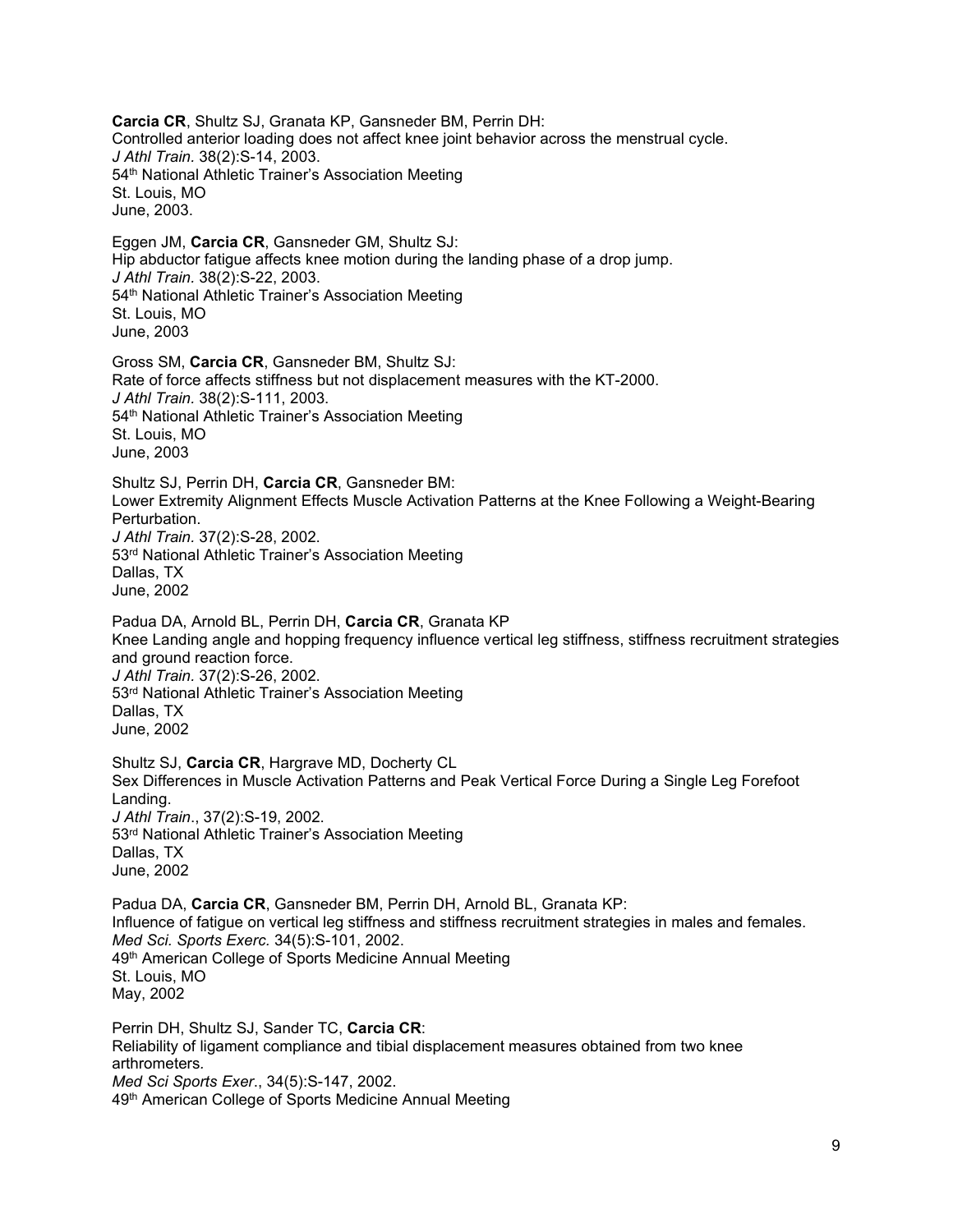**Carcia CR**, Shultz SJ, Granata KP, Gansneder BM, Perrin DH:
Controlled anterior loading does not affect knee joint behavior across the menstrual cycle.
*J Athl Train.* 38(2):S-14, 2003.
54th National Athletic Trainer's Association Meeting
St. Louis, MO
June, 2003.

Eggen JM, **Carcia CR**, Gansneder GM, Shultz SJ:
Hip abductor fatigue affects knee motion during the landing phase of a drop jump.
*J Athl Train.* 38(2):S-22, 2003.
54th National Athletic Trainer's Association Meeting
St. Louis, MO
June, 2003

Gross SM, **Carcia CR**, Gansneder BM, Shultz SJ:
Rate of force affects stiffness but not displacement measures with the KT-2000.
*J Athl Train.* 38(2):S-111, 2003.
54th National Athletic Trainer's Association Meeting
St. Louis, MO
June, 2003

Shultz SJ, Perrin DH, **Carcia CR**, Gansneder BM:
Lower Extremity Alignment Effects Muscle Activation Patterns at the Knee Following a Weight-Bearing Perturbation.
*J Athl Train.* 37(2):S-28, 2002.
53rd National Athletic Trainer's Association Meeting
Dallas, TX
June, 2002

Padua DA, Arnold BL, Perrin DH, **Carcia CR**, Granata KP
Knee Landing angle and hopping frequency influence vertical leg stiffness, stiffness recruitment strategies and ground reaction force.
*J Athl Train.* 37(2):S-26, 2002.
53rd National Athletic Trainer's Association Meeting
Dallas, TX
June, 2002

Shultz SJ, **Carcia CR**, Hargrave MD, Docherty CL
Sex Differences in Muscle Activation Patterns and Peak Vertical Force During a Single Leg Forefoot Landing.
*J Athl Train*., 37(2):S-19, 2002.
53rd National Athletic Trainer's Association Meeting
Dallas, TX
June, 2002

Padua DA, **Carcia CR**, Gansneder BM, Perrin DH, Arnold BL, Granata KP:
Influence of fatigue on vertical leg stiffness and stiffness recruitment strategies in males and females.
*Med Sci. Sports Exerc.* 34(5):S-101, 2002.
49th American College of Sports Medicine Annual Meeting
St. Louis, MO
May, 2002

Perrin DH, Shultz SJ, Sander TC, **Carcia CR**:
Reliability of ligament compliance and tibial displacement measures obtained from two knee arthrometers.
*Med Sci Sports Exer*., 34(5):S-147, 2002.
49th American College of Sports Medicine Annual Meeting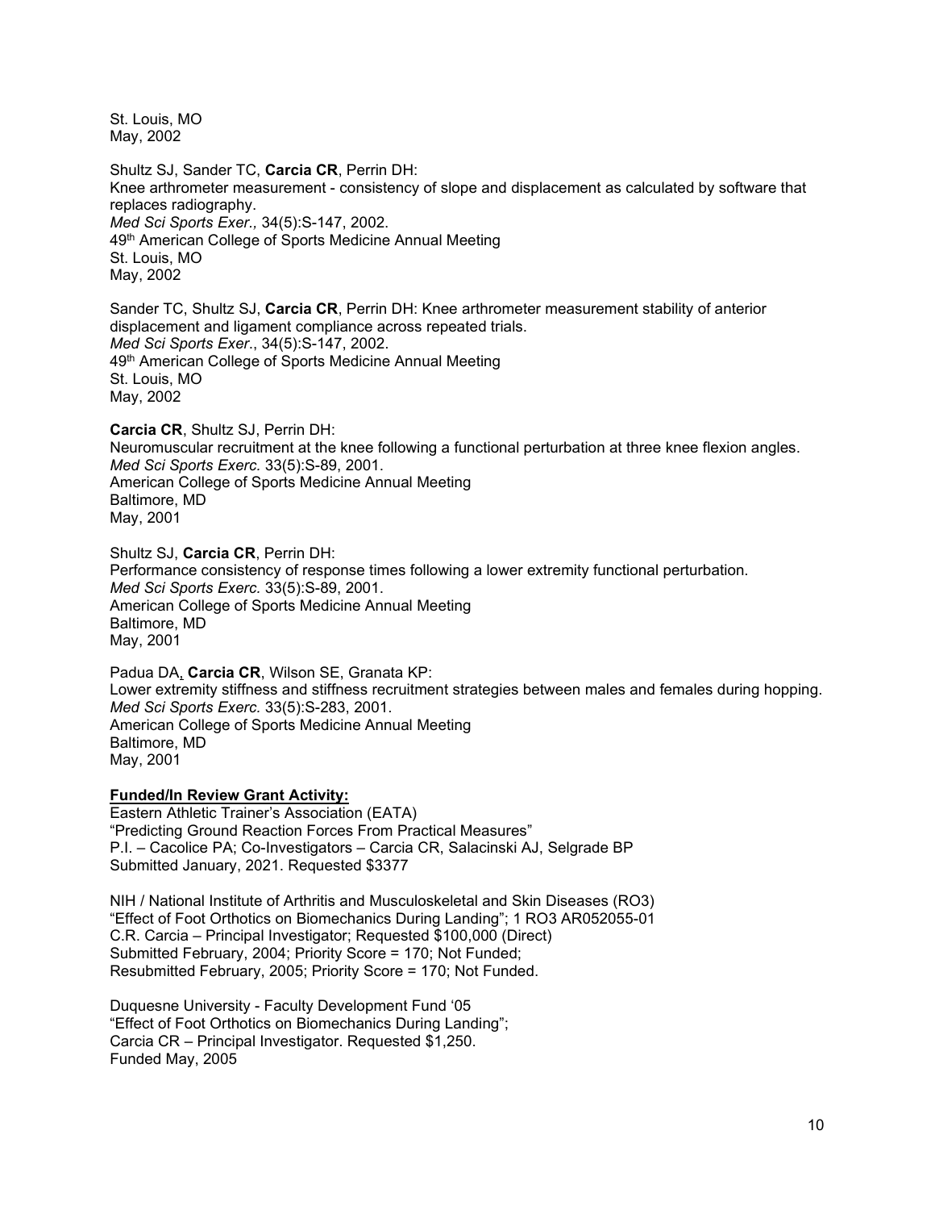St. Louis, MO
May, 2002

Shultz SJ, Sander TC, **Carcia CR**, Perrin DH:
Knee arthrometer measurement - consistency of slope and displacement as calculated by software that replaces radiography.
*Med Sci Sports Exer.,* 34(5):S-147, 2002.
49th American College of Sports Medicine Annual Meeting
St. Louis, MO
May, 2002

Sander TC, Shultz SJ, **Carcia CR**, Perrin DH: Knee arthrometer measurement stability of anterior displacement and ligament compliance across repeated trials.
*Med Sci Sports Exer.*, 34(5):S-147, 2002.
49th American College of Sports Medicine Annual Meeting
St. Louis, MO
May, 2002

**Carcia CR**, Shultz SJ, Perrin DH:
Neuromuscular recruitment at the knee following a functional perturbation at three knee flexion angles.
*Med Sci Sports Exerc.* 33(5):S-89, 2001.
American College of Sports Medicine Annual Meeting
Baltimore, MD
May, 2001

Shultz SJ, **Carcia CR**, Perrin DH:
Performance consistency of response times following a lower extremity functional perturbation.
*Med Sci Sports Exerc.* 33(5):S-89, 2001.
American College of Sports Medicine Annual Meeting
Baltimore, MD
May, 2001

Padua DA, **Carcia CR**, Wilson SE, Granata KP:
Lower extremity stiffness and stiffness recruitment strategies between males and females during hopping.
*Med Sci Sports Exerc.* 33(5):S-283, 2001.
American College of Sports Medicine Annual Meeting
Baltimore, MD
May, 2001

**Funded/In Review Grant Activity:**

Eastern Athletic Trainer's Association (EATA)
"Predicting Ground Reaction Forces From Practical Measures"
P.I. – Cacolice PA; Co-Investigators – Carcia CR, Salacinski AJ, Selgrade BP
Submitted January, 2021. Requested $3377

NIH / National Institute of Arthritis and Musculoskeletal and Skin Diseases (RO3)
"Effect of Foot Orthotics on Biomechanics During Landing"; 1 RO3 AR052055-01
C.R. Carcia – Principal Investigator; Requested $100,000 (Direct)
Submitted February, 2004; Priority Score = 170; Not Funded;
Resubmitted February, 2005; Priority Score = 170; Not Funded.

Duquesne University - Faculty Development Fund '05
"Effect of Foot Orthotics on Biomechanics During Landing";
Carcia CR – Principal Investigator. Requested $1,250.
Funded May, 2005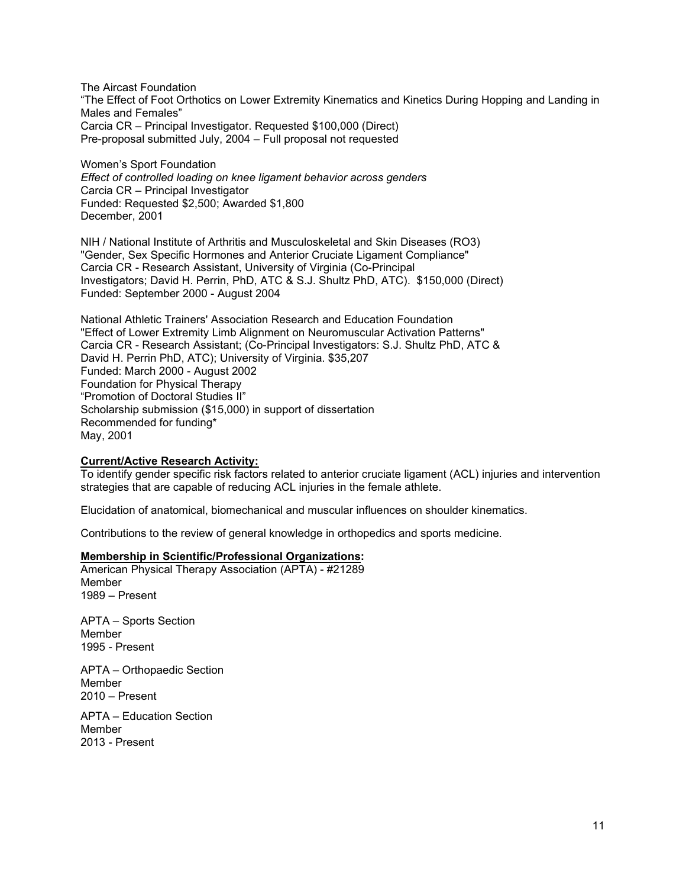The Aircast Foundation
"The Effect of Foot Orthotics on Lower Extremity Kinematics and Kinetics During Hopping and Landing in Males and Females"
Carcia CR – Principal Investigator. Requested $100,000 (Direct)
Pre-proposal submitted July, 2004 – Full proposal not requested

Women's Sport Foundation
*Effect of controlled loading on knee ligament behavior across genders*
Carcia CR – Principal Investigator
Funded: Requested $2,500; Awarded $1,800
December, 2001

NIH / National Institute of Arthritis and Musculoskeletal and Skin Diseases (RO3)
"Gender, Sex Specific Hormones and Anterior Cruciate Ligament Compliance"
Carcia CR - Research Assistant, University of Virginia (Co-Principal Investigators; David H. Perrin, PhD, ATC & S.J. Shultz PhD, ATC). $150,000 (Direct)
Funded: September 2000 - August 2004

National Athletic Trainers' Association Research and Education Foundation
"Effect of Lower Extremity Limb Alignment on Neuromuscular Activation Patterns"
Carcia CR - Research Assistant; (Co-Principal Investigators: S.J. Shultz PhD, ATC & David H. Perrin PhD, ATC); University of Virginia. $35,207
Funded: March 2000 - August 2002
Foundation for Physical Therapy
"Promotion of Doctoral Studies II"
Scholarship submission ($15,000) in support of dissertation
Recommended for funding*
May, 2001

**Current/Active Research Activity:**

To identify gender specific risk factors related to anterior cruciate ligament (ACL) injuries and intervention strategies that are capable of reducing ACL injuries in the female athlete.

Elucidation of anatomical, biomechanical and muscular influences on shoulder kinematics.

Contributions to the review of general knowledge in orthopedics and sports medicine.

**Membership in Scientific/Professional Organizations:**

American Physical Therapy Association (APTA) - #21289
Member
1989 – Present

APTA – Sports Section
Member
1995 - Present

APTA – Orthopaedic Section
Member
2010 – Present

APTA – Education Section
Member
2013 - Present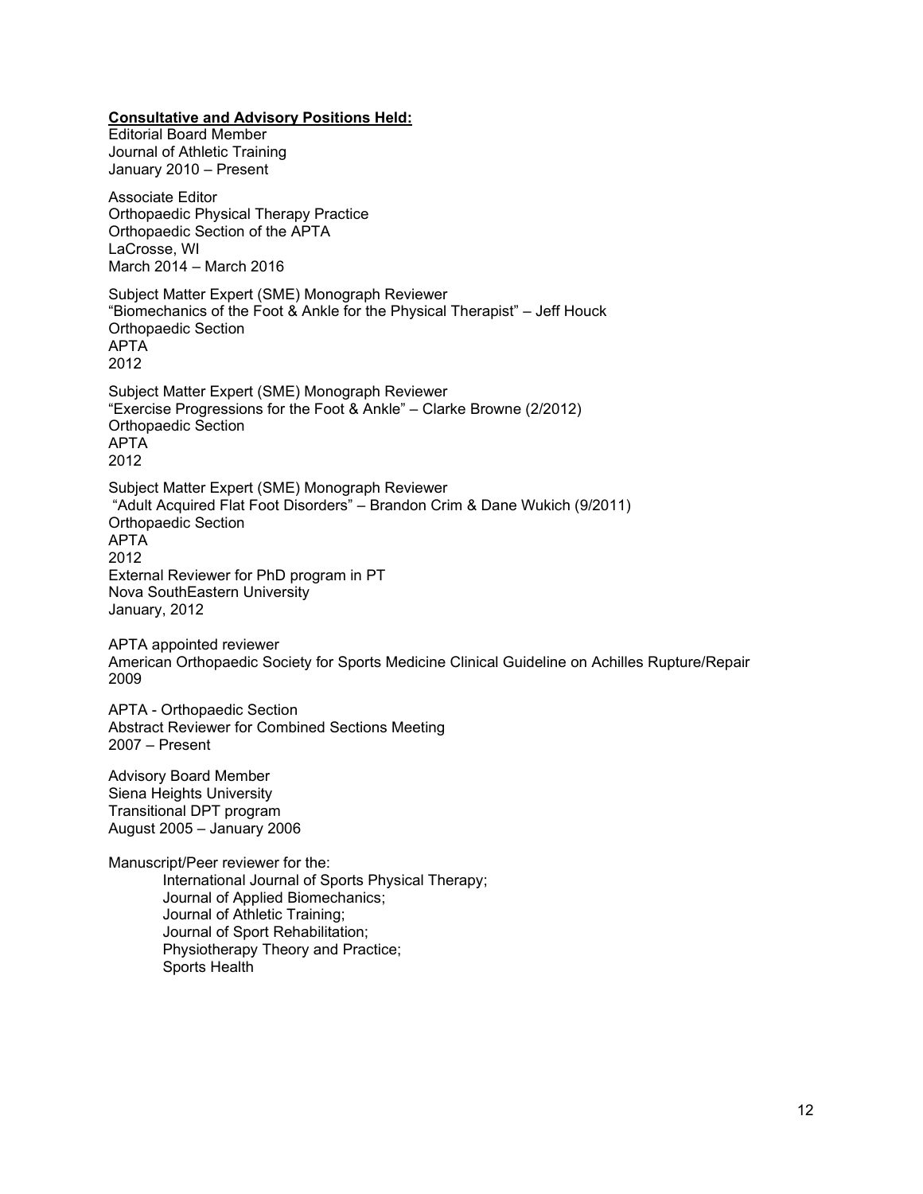**Consultative and Advisory Positions Held:**

Editorial Board Member
Journal of Athletic Training
January 2010 – Present

Associate Editor
Orthopaedic Physical Therapy Practice
Orthopaedic Section of the APTA
LaCrosse, WI
March 2014 – March 2016

Subject Matter Expert (SME) Monograph Reviewer
"Biomechanics of the Foot & Ankle for the Physical Therapist" – Jeff Houck
Orthopaedic Section
APTA
2012

Subject Matter Expert (SME) Monograph Reviewer
"Exercise Progressions for the Foot & Ankle" – Clarke Browne (2/2012)
Orthopaedic Section
APTA
2012

Subject Matter Expert (SME) Monograph Reviewer
"Adult Acquired Flat Foot Disorders" – Brandon Crim & Dane Wukich (9/2011)
Orthopaedic Section
APTA
2012
External Reviewer for PhD program in PT
Nova SouthEastern University
January, 2012

APTA appointed reviewer
American Orthopaedic Society for Sports Medicine Clinical Guideline on Achilles Rupture/Repair
2009

APTA - Orthopaedic Section
Abstract Reviewer for Combined Sections Meeting
2007 – Present

Advisory Board Member
Siena Heights University
Transitional DPT program
August 2005 – January 2006

Manuscript/Peer reviewer for the:
- International Journal of Sports Physical Therapy;
- Journal of Applied Biomechanics;
- Journal of Athletic Training;
- Journal of Sport Rehabilitation;
- Physiotherapy Theory and Practice;
- Sports Health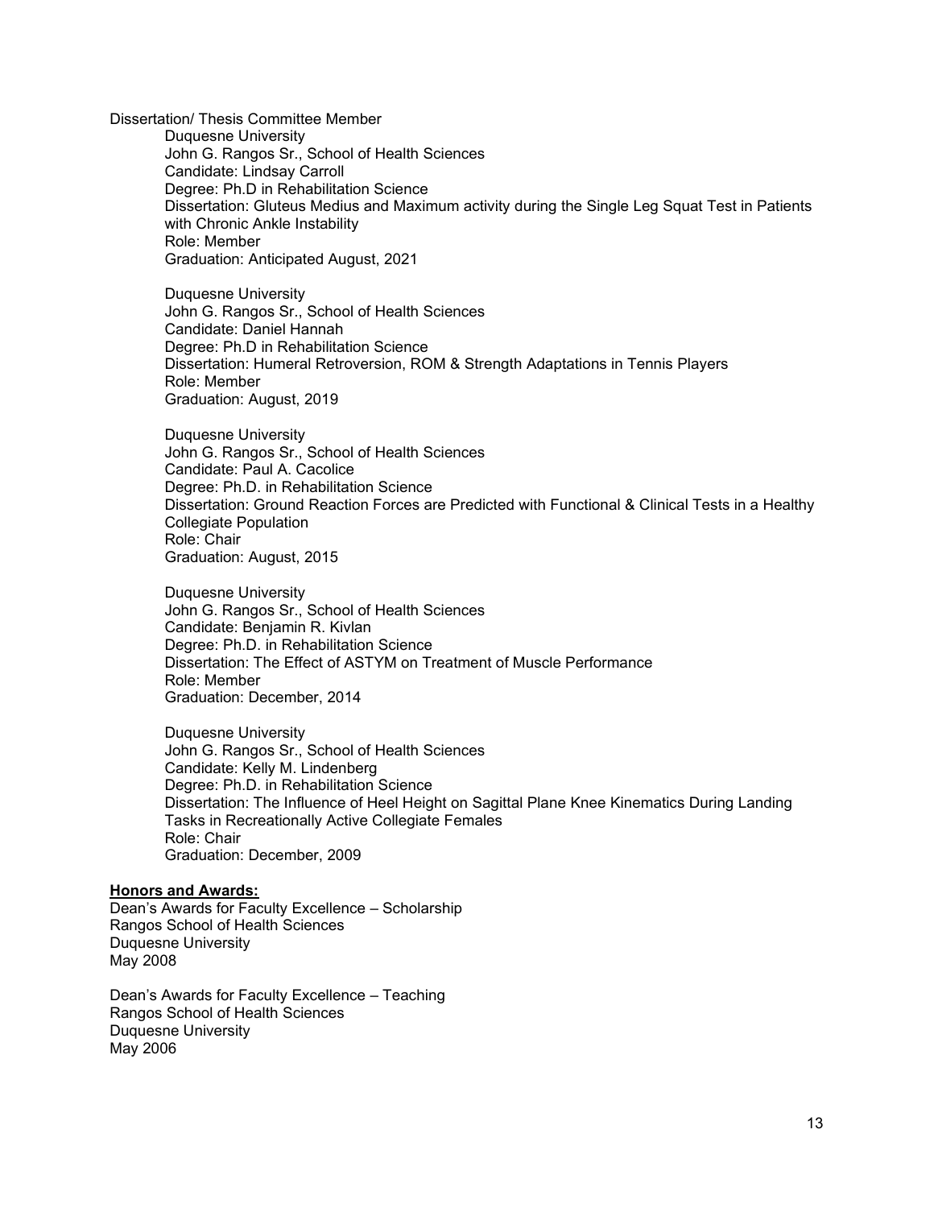Dissertation/ Thesis Committee Member

Duquesne University
John G. Rangos Sr., School of Health Sciences
Candidate: Lindsay Carroll
Degree: Ph.D in Rehabilitation Science
Dissertation: Gluteus Medius and Maximum activity during the Single Leg Squat Test in Patients with Chronic Ankle Instability
Role: Member
Graduation: Anticipated August, 2021

Duquesne University
John G. Rangos Sr., School of Health Sciences
Candidate: Daniel Hannah
Degree: Ph.D in Rehabilitation Science
Dissertation: Humeral Retroversion, ROM & Strength Adaptations in Tennis Players
Role: Member
Graduation: August, 2019

Duquesne University
John G. Rangos Sr., School of Health Sciences
Candidate: Paul A. Cacolice
Degree: Ph.D. in Rehabilitation Science
Dissertation: Ground Reaction Forces are Predicted with Functional & Clinical Tests in a Healthy Collegiate Population
Role: Chair
Graduation: August, 2015

Duquesne University
John G. Rangos Sr., School of Health Sciences
Candidate: Benjamin R. Kivlan
Degree: Ph.D. in Rehabilitation Science
Dissertation: The Effect of ASTYM on Treatment of Muscle Performance
Role: Member
Graduation: December, 2014

Duquesne University
John G. Rangos Sr., School of Health Sciences
Candidate: Kelly M. Lindenberg
Degree: Ph.D. in Rehabilitation Science
Dissertation: The Influence of Heel Height on Sagittal Plane Knee Kinematics During Landing Tasks in Recreationally Active Collegiate Females
Role: Chair
Graduation: December, 2009

**Honors and Awards:**

Dean's Awards for Faculty Excellence – Scholarship
Rangos School of Health Sciences
Duquesne University
May 2008

Dean's Awards for Faculty Excellence – Teaching
Rangos School of Health Sciences
Duquesne University
May 2006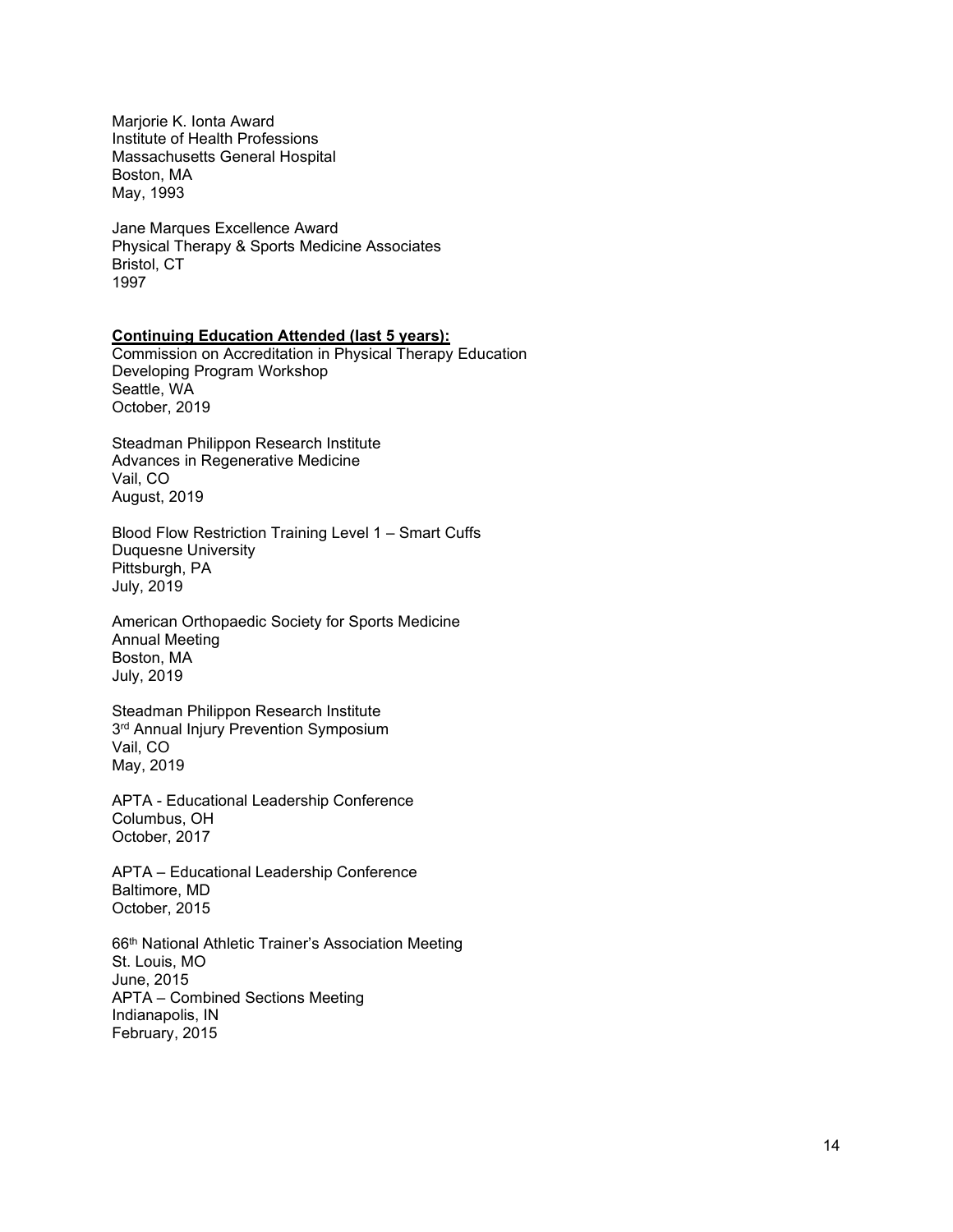Marjorie K. Ionta Award
Institute of Health Professions
Massachusetts General Hospital
Boston, MA
May, 1993

Jane Marques Excellence Award
Physical Therapy & Sports Medicine Associates
Bristol, CT
1997

**Continuing Education Attended (last 5 years):**

Commission on Accreditation in Physical Therapy Education
Developing Program Workshop
Seattle, WA
October, 2019

Steadman Philippon Research Institute
Advances in Regenerative Medicine
Vail, CO
August, 2019

Blood Flow Restriction Training Level 1 – Smart Cuffs
Duquesne University
Pittsburgh, PA
July, 2019

American Orthopaedic Society for Sports Medicine
Annual Meeting
Boston, MA
July, 2019

Steadman Philippon Research Institute
3rd Annual Injury Prevention Symposium
Vail, CO
May, 2019

APTA - Educational Leadership Conference
Columbus, OH
October, 2017

APTA – Educational Leadership Conference
Baltimore, MD
October, 2015

66th National Athletic Trainer's Association Meeting
St. Louis, MO
June, 2015

APTA – Combined Sections Meeting
Indianapolis, IN
February, 2015